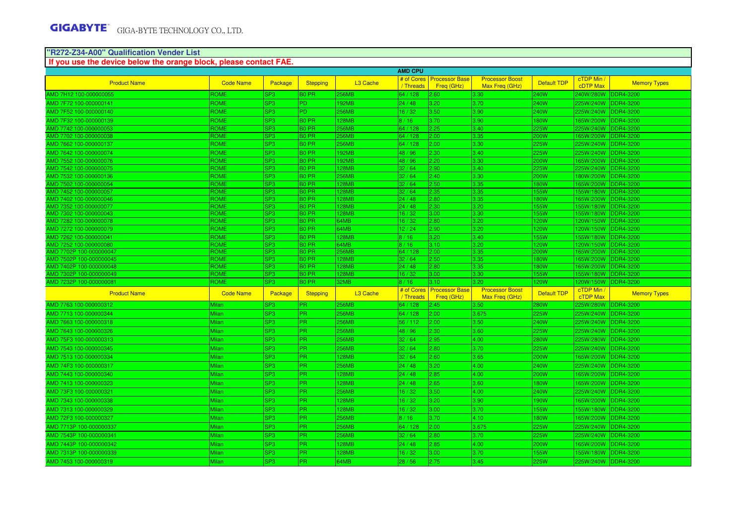GIGABYTE GIGA-BYTE TECHNOLOGY CO., LTD.

## "R272-Z34-A00" Qualification Vender List

**If you use the device below the orange block, please contact FAE.**

**AMD CPU**

| Product Name | Code Name | Package | Stepping | L3 Cache | # of Cores / Threads | Processor Base Freq (GHz) | Processor Boost Max Freq (GHz) | Default TDP | cTDP Min / cDTP Max | Memory Types |
|---|---|---|---|---|---|---|---|---|---|---|
| AMD 7H12 100-000000055 | ROME | SP3 | B0 PR | 256MB | 64 / 128 | 2.60 | 3.30 | 240W | 240W/280W | DDR4-3200 |
| AMD 7F72 100-000000141 | ROME | SP3 | PD | 192MB | 24 / 48 | 3.20 | 3.70 | 240W | 225W/240W | DDR4-3200 |
| AMD 7F52 100-000000140 | ROME | SP3 | PD | 256MB | 16 / 32 | 3.50 | 3.90 | 240W | 225W/240W | DDR4-3200 |
| AMD 7F32 100-000000139 | ROME | SP3 | B0 PR | 128MB | 8 / 16 | 3.70 | 3.90 | 180W | 165W/200W | DDR4-3200 |
| AMD 7742 100-000000053 | ROME | SP3 | B0 PR | 256MB | 64 / 128 | 2.25 | 3.40 | 225W | 225W/240W | DDR4-3200 |
| AMD 7702 100-000000038 | ROME | SP3 | B0 PR | 256MB | 64 / 128 | 2.00 | 3.35 | 200W | 165W/200W | DDR4-3200 |
| AMD 7662 100-000000137 | ROME | SP3 | B0 PR | 256MB | 64 / 128 | 2.00 | 3.30 | 225W | 225W/240W | DDR4-3200 |
| AMD 7642 100-000000074 | ROME | SP3 | B0 PR | 192MB | 48 / 96 | 2.30 | 3.40 | 225W | 225W/240W | DDR4-3200 |
| AMD 7552 100-000000076 | ROME | SP3 | B0 PR | 192MB | 48 / 96 | 2.20 | 3.30 | 200W | 165W/200W | DDR4-3200 |
| AMD 7542 100-000000075 | ROME | SP3 | B0 PR | 128MB | 32 / 64 | 2.90 | 3.40 | 225W | 225W/240W | DDR4-3200 |
| AMD 7532 100-000000136 | ROME | SP3 | B0 PR | 256MB | 32 / 64 | 2.40 | 3.30 | 200W | 180W/200W | DDR4-3200 |
| AMD 7502 100-000000054 | ROME | SP3 | B0 PR | 128MB | 32 / 64 | 2.50 | 3.35 | 180W | 165W/200W | DDR4-3200 |
| AMD 7452 100-000000057 | ROME | SP3 | B0 PR | 128MB | 32 / 64 | 2.35 | 3.35 | 155W | 155W/180W | DDR4-3200 |
| AMD 7402 100-000000046 | ROME | SP3 | B0 PR | 128MB | 24 / 48 | 2.80 | 3.35 | 180W | 165W/200W | DDR4-3200 |
| AMD 7352 100-000000077 | ROME | SP3 | B0 PR | 128MB | 24 / 48 | 2.30 | 3.20 | 155W | 155W/180W | DDR4-3200 |
| AMD 7302 100-000000043 | ROME | SP3 | B0 PR | 128MB | 16 / 32 | 3.00 | 3.30 | 155W | 155W/180W | DDR4-3200 |
| AMD 7282 100-000000078 | ROME | SP3 | B0 PR | 64MB | 16 / 32 | 2.80 | 3.20 | 120W | 120W/150W | DDR4-3200 |
| AMD 7272 100-000000079 | ROME | SP3 | B0 PR | 64MB | 12 / 24 | 2.90 | 3.20 | 120W | 120W/150W | DDR4-3200 |
| AMD 7262 100-000000041 | ROME | SP3 | B0 PR | 128MB | 8 / 16 | 3.20 | 3.40 | 155W | 155W/180W | DDR4-3200 |
| AMD 7252 100-000000080 | ROME | SP3 | B0 PR | 64MB | 8 / 16 | 3.10 | 3.20 | 120W | 120W/150W | DDR4-3200 |
| AMD 7702P 100-000000047 | ROME | SP3 | B0 PR | 256MB | 64 / 128 | 2.00 | 3.35 | 200W | 165W/200W | DDR4-3200 |
| AMD 7502P 100-000000045 | ROME | SP3 | B0 PR | 128MB | 32 / 64 | 2.50 | 3.35 | 180W | 165W/200W | DDR4-3200 |
| AMD 7402P 100-000000048 | ROME | SP3 | B0 PR | 128MB | 24 / 48 | 2.80 | 3.35 | 180W | 165W/200W | DDR4-3200 |
| AMD 7302P 100-000000049 | ROME | SP3 | B0 PR | 128MB | 16 / 32 | 3.00 | 3.30 | 155W | 155W/180W | DDR4-3200 |
| AMD 7232P 100-000000081 | ROME | SP3 | B0 PR | 32MB | 8 / 16 | 3.10 | 3.20 | 120W | 120W/150W | DDR4-3200 |
| **Product Name** | **Code Name** | **Package** | **Stepping** | **L3 Cache** | **# of Cores / Threads** | **Processor Base Freq (GHz)** | **Processor Boost Max Freq (GHz)** | **Default TDP** | **cTDP Min / cDTP Max** | **Memory Types** |
| AMD 7763 100-000000312 | Milan | SP3 | PR | 256MB | 64 / 128 | 2.45 | 3.50 | 280W | 225W/280W | DDR4-3200 |
| AMD 7713 100-000000344 | Milan | SP3 | PR | 256MB | 64 / 128 | 2.00 | 3.675 | 225W | 225W/240W | DDR4-3200 |
| AMD 7663 100-000000318 | Milan | SP3 | PR | 256MB | 56 / 112 | 2.00 | 3.50 | 240W | 225W/240W | DDR4-3200 |
| AMD 7643 100-000000326 | Milan | SP3 | PR | 256MB | 48 / 96 | 2.30 | 3.60 | 225W | 225W/240W | DDR4-3200 |
| AMD 75F3 100-000000313 | Milan | SP3 | PR | 256MB | 32 / 64 | 2.95 | 4.00 | 280W | 225W/280W | DDR4-3200 |
| AMD 7543 100-000000345 | Milan | SP3 | PR | 256MB | 32 / 64 | 2.80 | 3.70 | 225W | 225W/240W | DDR4-3200 |
| AMD 7513 100-000000334 | Milan | SP3 | PR | 128MB | 32 / 64 | 2.60 | 3.65 | 200W | 165W/200W | DDR4-3200 |
| AMD 74F3 100-000000317 | Milan | SP3 | PR | 256MB | 24 / 48 | 3.20 | 4.00 | 240W | 225W/240W | DDR4-3200 |
| AMD 7443 100-000000340 | Milan | SP3 | PR | 128MB | 24 / 48 | 2.85 | 4.00 | 200W | 165W/200W | DDR4-3200 |
| AMD 7413 100-000000323 | Milan | SP3 | PR | 128MB | 24 / 48 | 2.65 | 3.60 | 180W | 165W/200W | DDR4-3200 |
| AMD 73F3 100-000000321 | Milan | SP3 | PR | 256MB | 16 / 32 | 3.50 | 4.00 | 240W | 225W/240W | DDR4-3200 |
| AMD 7343 100-000000338 | Milan | SP3 | PR | 128MB | 16 / 32 | 3.20 | 3.90 | 190W | 165W/200W | DDR4-3200 |
| AMD 7313 100-000000329 | Milan | SP3 | PR | 128MB | 16 / 32 | 3.00 | 3.70 | 155W | 155W/180W | DDR4-3200 |
| AMD 72F3 100-000000327 | Milan | SP3 | PR | 256MB | 8 / 16 | 3.70 | 4.10 | 180W | 165W/200W | DDR4-3200 |
| AMD 7713P 100-000000337 | Milan | SP3 | PR | 256MB | 64 / 128 | 2.00 | 3.675 | 225W | 225W/240W | DDR4-3200 |
| AMD 7543P 100-000000341 | Milan | SP3 | PR | 256MB | 32 / 64 | 2.80 | 3.70 | 225W | 225W/240W | DDR4-3200 |
| AMD 7443P 100-000000342 | Milan | SP3 | PR | 128MB | 24 / 48 | 2.85 | 4.00 | 200W | 165W/200W | DDR4-3200 |
| AMD 7313P 100-000000339 | Milan | SP3 | PR | 128MB | 16 / 32 | 3.00 | 3.70 | 155W | 155W/180W | DDR4-3200 |
| AMD 7453 100-000000319 | Milan | SP3 | PR | 64MB | 28 / 56 | 2.75 | 3.45 | 225W | 225W/240W | DDR4-3200 |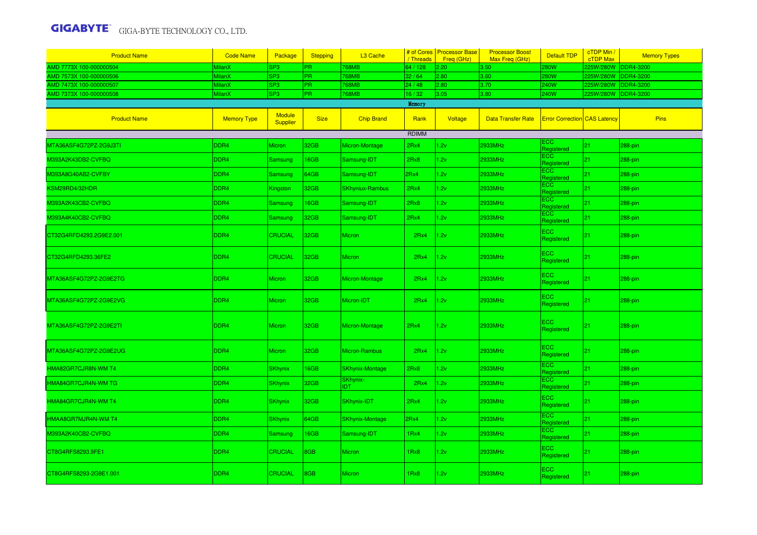| Product Name | Code Name | Package | Stepping | L3 Cache | # of Cores / Threads | Processor Base Freq (GHz) | Processor Boost Max Freq (GHz) | Default TDP | cTDP Min / cTDP Max | Memory Types |
|---|---|---|---|---|---|---|---|---|---|---|
| AMD 7773X 100-000000504 | MilanX | SP3 | PR | 768MB | 64 / 128 | 2.20 | 3.50 | 280W | 225W/280W | DDR4-3200 |
| AMD 7573X 100-000000506 | MilanX | SP3 | PR | 768MB | 32 / 64 | 2.80 | 3.60 | 280W | 225W/280W | DDR4-3200 |
| AMD 7473X 100-000000507 | MilanX | SP3 | PR | 768MB | 24 / 48 | 2.80 | 3.70 | 240W | 225W/280W | DDR4-3200 |
| AMD 7373X 100-000000508 | MilanX | SP3 | PR | 768MB | 16 / 32 | 3.05 | 3.80 | 240W | 225W/280W | DDR4-3200 |

Memory

| Product Name | Memory Type | Module Supplier | Size | Chip Brand | Rank | Voltage | Data Transfer Rate | Error Correction | CAS Latency | Pins |
|---|---|---|---|---|---|---|---|---|---|---|
| | | | | | RDIMM | | | | | |
| MTA36ASF4G72PZ-2G9J3TI | DDR4 | Micron | 32GB | Micron-Montage | 2Rx4 | 1.2v | 2933MHz | ECC Registered | 21 | 288-pin |
| M393A2K43DB2-CVFBQ | DDR4 | Samsung | 16GB | Samsung-IDT | 2Rx8 | 1.2v | 2933MHz | ECC Registered | 21 | 288-pin |
| M393A8G40AB2-CVFBY | DDR4 | Samsung | 64GB | Samsung-IDT | 2Rx4 | 1.2v | 2933MHz | ECC Registered | 21 | 288-pin |
| KSM29RD4/32HDR | DDR4 | Kingston | 32GB | SKhyniux-Rambus | 2Rx4 | 1.2v | 2933MHz | ECC Registered | 21 | 288-pin |
| M393A2K43CB2-CVFBQ | DDR4 | Samsung | 16GB | Samsung-IDT | 2Rx8 | 1.2v | 2933MHz | ECC Registered | 21 | 288-pin |
| M393A4K40CB2-CVFBQ | DDR4 | Samsung | 32GB | Samsung-IDT | 2Rx4 | 1.2v | 2933MHz | ECC Registered | 21 | 288-pin |
| CT32G4RFD4293.2G9E2.001 | DDR4 | CRUCIAL | 32GB | Micron | 2Rx4 | 1.2v | 2933MHz | ECC Registered | 21 | 288-pin |
| CT32G4RFD4293.36FE2 | DDR4 | CRUCIAL | 32GB | Micron | 2Rx4 | 1.2v | 2933MHz | ECC Registered | 21 | 288-pin |
| MTA36ASF4G72PZ-2G9E2TG | DDR4 | Micron | 32GB | Micron-Montage | 2Rx4 | 1.2v | 2933MHz | ECC Registered | 21 | 288-pin |
| MTA36ASF4G72PZ-2G9E2VG | DDR4 | Micron | 32GB | Micron-IDT | 2Rx4 | 1.2v | 2933MHz | ECC Registered | 21 | 288-pin |
| MTA36ASF4G72PZ-2G9E2TI | DDR4 | Micron | 32GB | Micron-Montage | 2Rx4 | 1.2v | 2933MHz | ECC Registered | 21 | 288-pin |
| MTA36ASF4G72PZ-2G9E2UG | DDR4 | Micron | 32GB | Micron-Rambus | 2Rx4 | 1.2v | 2933MHz | ECC Registered | 21 | 288-pin |
| HMA82GR7CJR8N-WM T4 | DDR4 | SKhynix | 16GB | SKhynix-Montage | 2Rx8 | 1.2v | 2933MHz | ECC Registered | 21 | 288-pin |
| HMA84GR7CJR4N-WM TG | DDR4 | SKhynix | 32GB | SKhynix-IDT | 2Rx4 | 1.2v | 2933MHz | ECC Registered | 21 | 288-pin |
| HMA84GR7CJR4N-WM T4 | DDR4 | SKhynix | 32GB | SKhynix-IDT | 2Rx4 | 1.2v | 2933MHz | ECC Registered | 21 | 288-pin |
| HMAA8GR7MJR4N-WM T4 | DDR4 | SKhynix | 64GB | SKhynix-Montage | 2Rx4 | 1.2v | 2933MHz | ECC Registered | 21 | 288-pin |
| M393A2K40CB2-CVFBQ | DDR4 | Samsung | 16GB | Samsung-IDT | 1Rx4 | 1.2v | 2933MHz | ECC Registered | 21 | 288-pin |
| CT8G4RFS8293.9FE1 | DDR4 | CRUCIAL | 8GB | Micron | 1Rx8 | 1.2v | 2933MHz | ECC Registered | 21 | 288-pin |
| CT8G4RFS8293-2G9E1.001 | DDR4 | CRUCIAL | 8GB | Micron | 1Rx8 | 1.2v | 2933MHz | ECC Registered | 21 | 288-pin |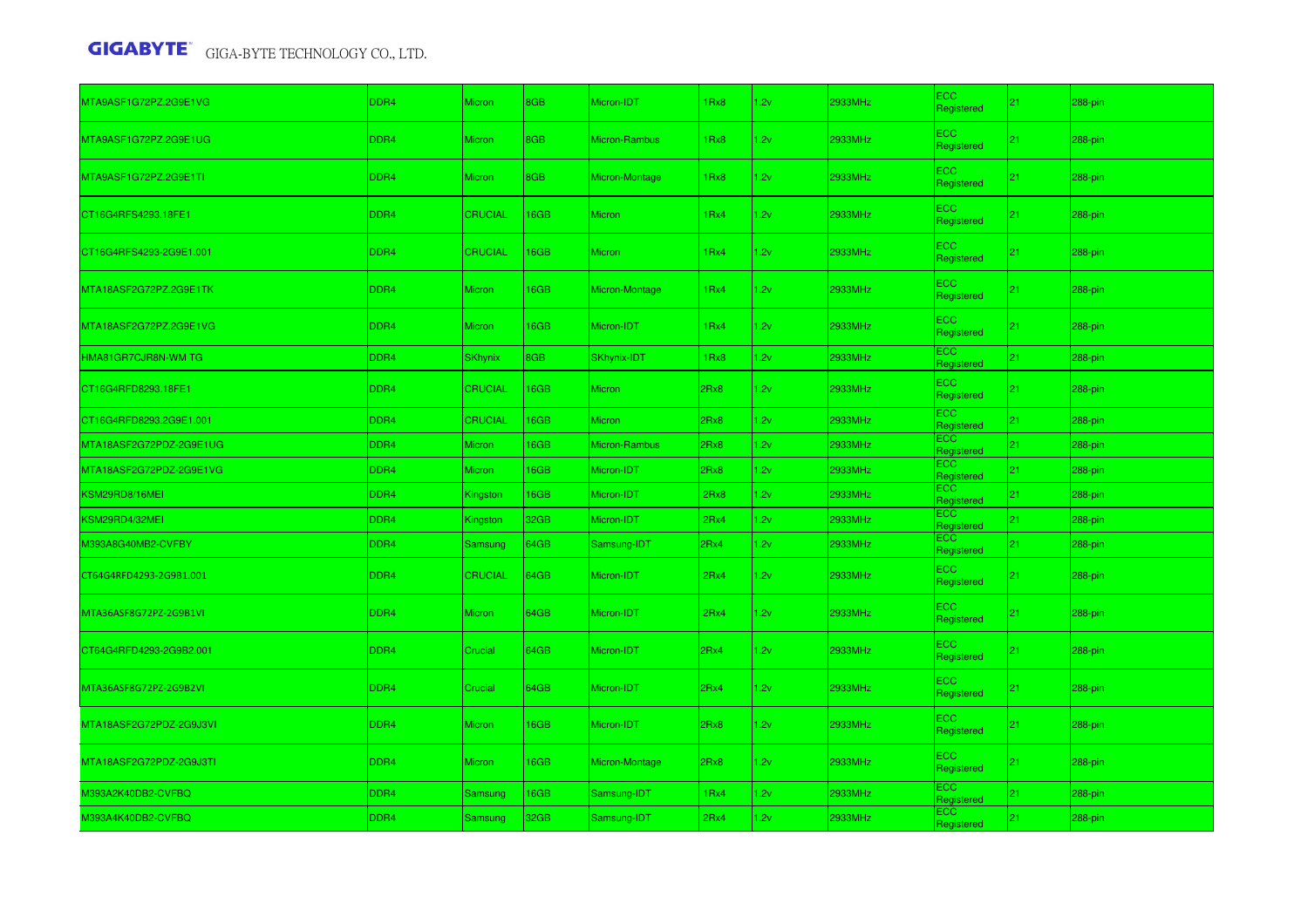| | | | | | | | | | | |
|---|---|---|---|---|---|---|---|---|---|---|
| MTA9ASF1G72PZ.2G9E1VG | DDR4 | Micron | 8GB | Micron-IDT | 1Rx8 | 1.2v | 2933MHz | ECC Registered | 21 | 288-pin |
| MTA9ASF1G72PZ.2G9E1UG | DDR4 | Micron | 8GB | Micron-Rambus | 1Rx8 | 1.2v | 2933MHz | ECC Registered | 21 | 288-pin |
| MTA9ASF1G72PZ.2G9E1TI | DDR4 | Micron | 8GB | Micron-Montage | 1Rx8 | 1.2v | 2933MHz | ECC Registered | 21 | 288-pin |
| CT16G4RFS4293.18FE1 | DDR4 | CRUCIAL | 16GB | Micron | 1Rx4 | 1.2v | 2933MHz | ECC Registered | 21 | 288-pin |
| CT16G4RFS4293-2G9E1.001 | DDR4 | CRUCIAL | 16GB | Micron | 1Rx4 | 1.2v | 2933MHz | ECC Registered | 21 | 288-pin |
| MTA18ASF2G72PZ.2G9E1TK | DDR4 | Micron | 16GB | Micron-Montage | 1Rx4 | 1.2v | 2933MHz | ECC Registered | 21 | 288-pin |
| MTA18ASF2G72PZ.2G9E1VG | DDR4 | Micron | 16GB | Micron-IDT | 1Rx4 | 1.2v | 2933MHz | ECC Registered | 21 | 288-pin |
| HMA81GR7CJR8N-WM TG | DDR4 | SKhynix | 8GB | SKhynix-IDT | 1Rx8 | 1.2v | 2933MHz | ECC Registered | 21 | 288-pin |
| CT16G4RFD8293.18FE1 | DDR4 | CRUCIAL | 16GB | Micron | 2Rx8 | 1.2v | 2933MHz | ECC Registered | 21 | 288-pin |
| CT16G4RFD8293.2G9E1.001 | DDR4 | CRUCIAL | 16GB | Micron | 2Rx8 | 1.2v | 2933MHz | ECC Registered | 21 | 288-pin |
| MTA18ASF2G72PDZ-2G9E1UG | DDR4 | Micron | 16GB | Micron-Rambus | 2Rx8 | 1.2v | 2933MHz | ECC Registered | 21 | 288-pin |
| MTA18ASF2G72PDZ-2G9E1VG | DDR4 | Micron | 16GB | Micron-IDT | 2Rx8 | 1.2v | 2933MHz | ECC Registered | 21 | 288-pin |
| KSM29RD8/16MEI | DDR4 | Kingston | 16GB | Micron-IDT | 2Rx8 | 1.2v | 2933MHz | ECC Registered | 21 | 288-pin |
| KSM29RD4/32MEI | DDR4 | Kingston | 32GB | Micron-IDT | 2Rx4 | 1.2v | 2933MHz | ECC Registered | 21 | 288-pin |
| M393A8G40MB2-CVFBY | DDR4 | Samsung | 64GB | Samsung-IDT | 2Rx4 | 1.2v | 2933MHz | ECC Registered | 21 | 288-pin |
| CT64G4RFD4293-2G9B1.001 | DDR4 | CRUCIAL | 64GB | Micron-IDT | 2Rx4 | 1.2v | 2933MHz | ECC Registered | 21 | 288-pin |
| MTA36ASF8G72PZ-2G9B1VI | DDR4 | Micron | 64GB | Micron-IDT | 2Rx4 | 1.2v | 2933MHz | ECC Registered | 21 | 288-pin |
| CT64G4RFD4293-2G9B2.001 | DDR4 | Crucial | 64GB | Micron-IDT | 2Rx4 | 1.2v | 2933MHz | ECC Registered | 21 | 288-pin |
| MTA36ASF8G72PZ-2G9B2VI | DDR4 | Crucial | 64GB | Micron-IDT | 2Rx4 | 1.2v | 2933MHz | ECC Registered | 21 | 288-pin |
| MTA18ASF2G72PDZ-2G9J3VI | DDR4 | Micron | 16GB | Micron-IDT | 2Rx8 | 1.2v | 2933MHz | ECC Registered | 21 | 288-pin |
| MTA18ASF2G72PDZ-2G9J3TI | DDR4 | Micron | 16GB | Micron-Montage | 2Rx8 | 1.2v | 2933MHz | ECC Registered | 21 | 288-pin |
| M393A2K40DB2-CVFBQ | DDR4 | Samsung | 16GB | Samsung-IDT | 1Rx4 | 1.2v | 2933MHz | ECC Registered | 21 | 288-pin |
| M393A4K40DB2-CVFBQ | DDR4 | Samsung | 32GB | Samsung-IDT | 2Rx4 | 1.2v | 2933MHz | ECC Registered | 21 | 288-pin |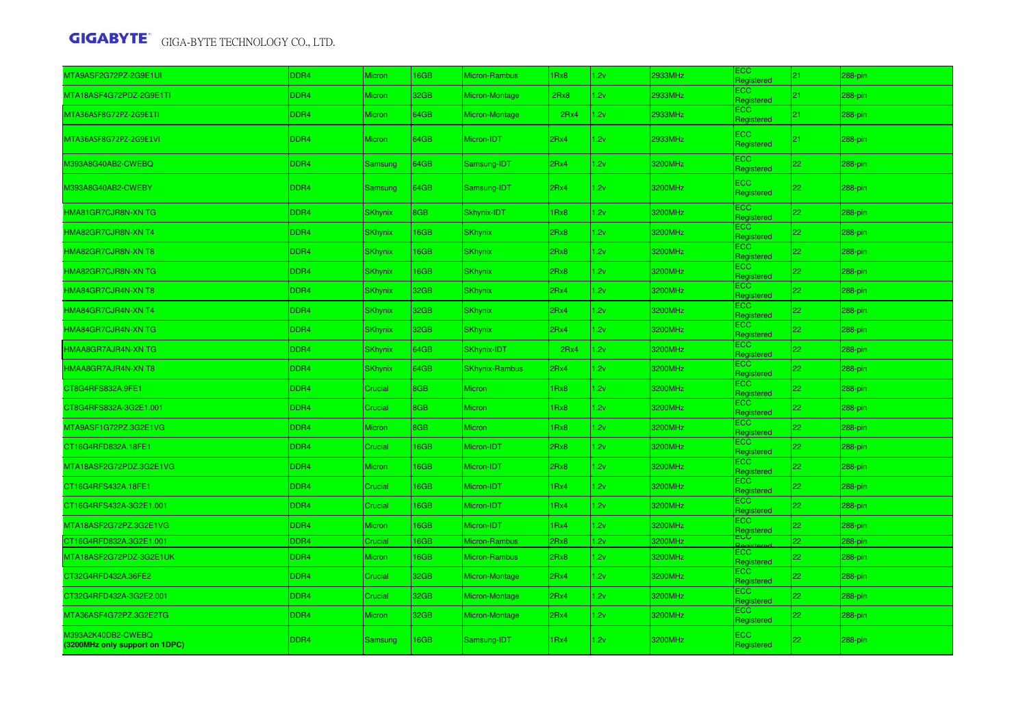| | | | | | | | | | | |
|---|---|---|---|---|---|---|---|---|---|---|
| MTA9ASF2G72PZ-2G9E1UI | DDR4 | Micron | 16GB | Micron-Rambus | 1Rx8 | 1.2v | 2933MHz | ECC Registered | 21 | 288-pin |
| MTA18ASF4G72PDZ-2G9E1TI | DDR4 | Micron | 32GB | Micron-Montage | 2Rx8 | 1.2v | 2933MHz | ECC Registered | 21 | 288-pin |
| MTA36ASF8G72PZ-2G9E1TI | DDR4 | Micron | 64GB | Micron-Montage | 2Rx4 | 1.2v | 2933MHz | ECC Registered | 21 | 288-pin |
| MTA36ASF8G72PZ-2G9E1VI | DDR4 | Micron | 64GB | Micron-IDT | 2Rx4 | 1.2v | 2933MHz | ECC Registered | 21 | 288-pin |
| M393A8G40AB2-CWEBQ | DDR4 | Samsung | 64GB | Samsung-IDT | 2Rx4 | 1.2v | 3200MHz | ECC Registered | 22 | 288-pin |
| M393A8G40AB2-CWEBY | DDR4 | Samsung | 64GB | Samsung-IDT | 2Rx4 | 1.2v | 3200MHz | ECC Registered | 22 | 288-pin |
| HMA81GR7CJR8N-XN TG | DDR4 | SKhynix | 8GB | Skhynix-IDT | 1Rx8 | 1.2v | 3200MHz | ECC Registered | 22 | 288-pin |
| HMA82GR7CJR8N-XN T4 | DDR4 | SKhynix | 16GB | SKhynix | 2Rx8 | 1.2v | 3200MHz | ECC Registered | 22 | 288-pin |
| HMA82GR7CJR8N-XN T8 | DDR4 | SKhynix | 16GB | SKhynix | 2Rx8 | 1.2v | 3200MHz | ECC Registered | 22 | 288-pin |
| HMA82GR7CJR8N-XN TG | DDR4 | SKhynix | 16GB | SKhynix | 2Rx8 | 1.2v | 3200MHz | ECC Registered | 22 | 288-pin |
| HMA84GR7CJR4N-XN T8 | DDR4 | SKhynix | 32GB | SKhynix | 2Rx4 | 1.2v | 3200MHz | ECC Registered | 22 | 288-pin |
| HMA84GR7CJR4N-XN T4 | DDR4 | SKhynix | 32GB | SKhynix | 2Rx4 | 1.2v | 3200MHz | ECC Registered | 22 | 288-pin |
| HMA84GR7CJR4N-XN TG | DDR4 | SKhynix | 32GB | SKhynix | 2Rx4 | 1.2v | 3200MHz | ECC Registered | 22 | 288-pin |
| HMAA8GR7AJR4N-XN TG | DDR4 | SKhynix | 64GB | SKhynix-IDT | 2Rx4 | 1.2v | 3200MHz | ECC Registered | 22 | 288-pin |
| HMAA8GR7AJR4N-XN T8 | DDR4 | SKhynix | 64GB | SKhynix-Rambus | 2Rx4 | 1.2v | 3200MHz | ECC Registered | 22 | 288-pin |
| CT8G4RFS832A.9FE1 | DDR4 | Crucial | 8GB | Micron | 1Rx8 | 1.2v | 3200MHz | ECC Registered | 22 | 288-pin |
| CT8G4RFS832A-3G2E1.001 | DDR4 | Crucial | 8GB | Micron | 1Rx8 | 1.2v | 3200MHz | ECC Registered | 22 | 288-pin |
| MTA9ASF1G72PZ.3G2E1VG | DDR4 | Micron | 8GB | Micron | 1Rx8 | 1.2v | 3200MHz | ECC Registered | 22 | 288-pin |
| CT16G4RFD832A.18FE1 | DDR4 | Crucial | 16GB | Micron-IDT | 2Rx8 | 1.2v | 3200MHz | ECC Registered | 22 | 288-pin |
| MTA18ASF2G72PDZ.3G2E1VG | DDR4 | Micron | 16GB | Micron-IDT | 2Rx8 | 1.2v | 3200MHz | ECC Registered | 22 | 288-pin |
| CT16G4RFS432A.18FE1 | DDR4 | Crucial | 16GB | Micron-IDT | 1Rx4 | 1.2v | 3200MHz | ECC Registered | 22 | 288-pin |
| CT16G4RFS432A-3G2E1.001 | DDR4 | Crucial | 16GB | Micron-IDT | 1Rx4 | 1.2v | 3200MHz | ECC Registered | 22 | 288-pin |
| MTA18ASF2G72PZ.3G2E1VG | DDR4 | Micron | 16GB | Micron-IDT | 1Rx4 | 1.2v | 3200MHz | ECC Registered | 22 | 288-pin |
| CT16G4RFD832A.3G2E1.001 | DDR4 | Crucial | 16GB | Micron-Rambus | 2Rx8 | 1.2v | 3200MHz | ECC Registered | 22 | 288-pin |
| MTA18ASF2G72PDZ-3G2E1UK | DDR4 | Micron | 16GB | Micron-Rambus | 2Rx8 | 1.2v | 3200MHz | ECC Registered | 22 | 288-pin |
| CT32G4RFD432A.36FE2 | DDR4 | Crucial | 32GB | Micron-Montage | 2Rx4 | 1.2v | 3200MHz | ECC Registered | 22 | 288-pin |
| CT32G4RFD432A-3G2E2.001 | DDR4 | Crucial | 32GB | Micron-Montage | 2Rx4 | 1.2v | 3200MHz | ECC Registered | 22 | 288-pin |
| MTA36ASF4G72PZ.3G2E2TG | DDR4 | Micron | 32GB | Micron-Montage | 2Rx4 | 1.2v | 3200MHz | ECC Registered | 22 | 288-pin |
| M393A2K40DB2-CWEBQ **(3200MHz only support on 1DPC)** | DDR4 | Samsung | 16GB | Samsung-IDT | 1Rx4 | 1.2v | 3200MHz | ECC Registered | 22 | 288-pin |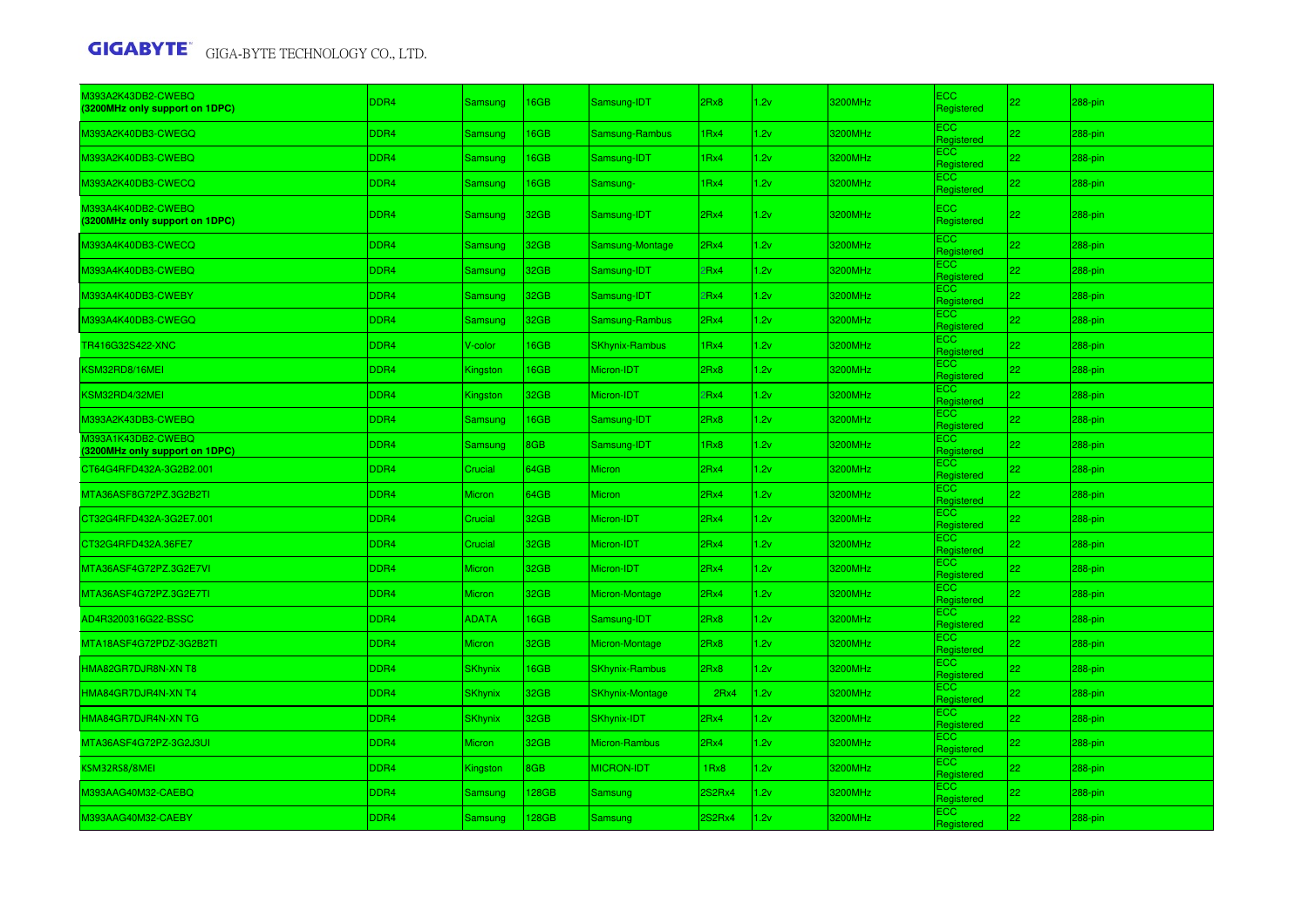| M393A2K43DB2-CWEBQ **(3200MHz only support on 1DPC)** | DDR4 | Samsung | 16GB | Samsung-IDT | 2Rx8 | 1.2v | 3200MHz | ECC Registered | 22 | 288-pin |
|---|---|---|---|---|---|---|---|---|---|---|
| M393A2K40DB3-CWEGQ | DDR4 | Samsung | 16GB | Samsung-Rambus | 1Rx4 | 1.2v | 3200MHz | ECC Registered | 22 | 288-pin |
| M393A2K40DB3-CWEBQ | DDR4 | Samsung | 16GB | Samsung-IDT | 1Rx4 | 1.2v | 3200MHz | ECC Registered | 22 | 288-pin |
| M393A2K40DB3-CWECQ | DDR4 | Samsung | 16GB | Samsung- | 1Rx4 | 1.2v | 3200MHz | ECC Registered | 22 | 288-pin |
| M393A4K40DB2-CWEBQ **(3200MHz only support on 1DPC)** | DDR4 | Samsung | 32GB | Samsung-IDT | 2Rx4 | 1.2v | 3200MHz | ECC Registered | 22 | 288-pin |
| M393A4K40DB3-CWECQ | DDR4 | Samsung | 32GB | Samsung-Montage | 2Rx4 | 1.2v | 3200MHz | ECC Registered | 22 | 288-pin |
| M393A4K40DB3-CWEBQ | DDR4 | Samsung | 32GB | Samsung-IDT | 2Rx4 | 1.2v | 3200MHz | ECC Registered | 22 | 288-pin |
| M393A4K40DB3-CWEBY | DDR4 | Samsung | 32GB | Samsung-IDT | 2Rx4 | 1.2v | 3200MHz | ECC Registered | 22 | 288-pin |
| M393A4K40DB3-CWEGQ | DDR4 | Samsung | 32GB | Samsung-Rambus | 2Rx4 | 1.2v | 3200MHz | ECC Registered | 22 | 288-pin |
| TR416G32S422-XNC | DDR4 | V-color | 16GB | SKhynix-Rambus | 1Rx4 | 1.2v | 3200MHz | ECC Registered | 22 | 288-pin |
| KSM32RD8/16MEI | DDR4 | Kingston | 16GB | Micron-IDT | 2Rx8 | 1.2v | 3200MHz | ECC Registered | 22 | 288-pin |
| KSM32RD4/32MEI | DDR4 | Kingston | 32GB | Micron-IDT | 2Rx4 | 1.2v | 3200MHz | ECC Registered | 22 | 288-pin |
| M393A2K43DB3-CWEBQ | DDR4 | Samsung | 16GB | Samsung-IDT | 2Rx8 | 1.2v | 3200MHz | ECC Registered | 22 | 288-pin |
| M393A1K43DB2-CWEBQ **(3200MHz only support on 1DPC)** | DDR4 | Samsung | 8GB | Samsung-IDT | 1Rx8 | 1.2v | 3200MHz | ECC Registered | 22 | 288-pin |
| CT64G4RFD432A-3G2B2.001 | DDR4 | Crucial | 64GB | Micron | 2Rx4 | 1.2v | 3200MHz | ECC Registered | 22 | 288-pin |
| MTA36ASF8G72PZ.3G2B2TI | DDR4 | Micron | 64GB | Micron | 2Rx4 | 1.2v | 3200MHz | ECC Registered | 22 | 288-pin |
| CT32G4RFD432A-3G2E7.001 | DDR4 | Crucial | 32GB | Micron-IDT | 2Rx4 | 1.2v | 3200MHz | ECC Registered | 22 | 288-pin |
| CT32G4RFD432A.36FE7 | DDR4 | Crucial | 32GB | Micron-IDT | 2Rx4 | 1.2v | 3200MHz | ECC Registered | 22 | 288-pin |
| MTA36ASF4G72PZ.3G2E7VI | DDR4 | Micron | 32GB | Micron-IDT | 2Rx4 | 1.2v | 3200MHz | ECC Registered | 22 | 288-pin |
| MTA36ASF4G72PZ.3G2E7TI | DDR4 | Micron | 32GB | Micron-Montage | 2Rx4 | 1.2v | 3200MHz | ECC Registered | 22 | 288-pin |
| AD4R3200316G22-BSSC | DDR4 | ADATA | 16GB | Samsung-IDT | 2Rx8 | 1.2v | 3200MHz | ECC Registered | 22 | 288-pin |
| MTA18ASF4G72PDZ-3G2B2TI | DDR4 | Micron | 32GB | Micron-Montage | 2Rx8 | 1.2v | 3200MHz | ECC Registered | 22 | 288-pin |
| HMA82GR7DJR8N-XN T8 | DDR4 | SKhynix | 16GB | SKhynix-Rambus | 2Rx8 | 1.2v | 3200MHz | ECC Registered | 22 | 288-pin |
| HMA84GR7DJR4N-XN T4 | DDR4 | SKhynix | 32GB | SKhynix-Montage | 2Rx4 | 1.2v | 3200MHz | ECC Registered | 22 | 288-pin |
| HMA84GR7DJR4N-XN TG | DDR4 | SKhynix | 32GB | SKhynix-IDT | 2Rx4 | 1.2v | 3200MHz | ECC Registered | 22 | 288-pin |
| MTA36ASF4G72PZ-3G2J3UI | DDR4 | Micron | 32GB | Micron-Rambus | 2Rx4 | 1.2v | 3200MHz | ECC Registered | 22 | 288-pin |
| KSM32RS8/8MEI | DDR4 | Kingston | 8GB | MICRON-IDT | 1Rx8 | 1.2v | 3200MHz | ECC Registered | 22 | 288-pin |
| M393AAG40M32-CAEBQ | DDR4 | Samsung | 128GB | Samsung | 2S2Rx4 | 1.2v | 3200MHz | ECC Registered | 22 | 288-pin |
| M393AAG40M32-CAEBY | DDR4 | Samsung | 128GB | Samsung | 2S2Rx4 | 1.2v | 3200MHz | ECC Registered | 22 | 288-pin |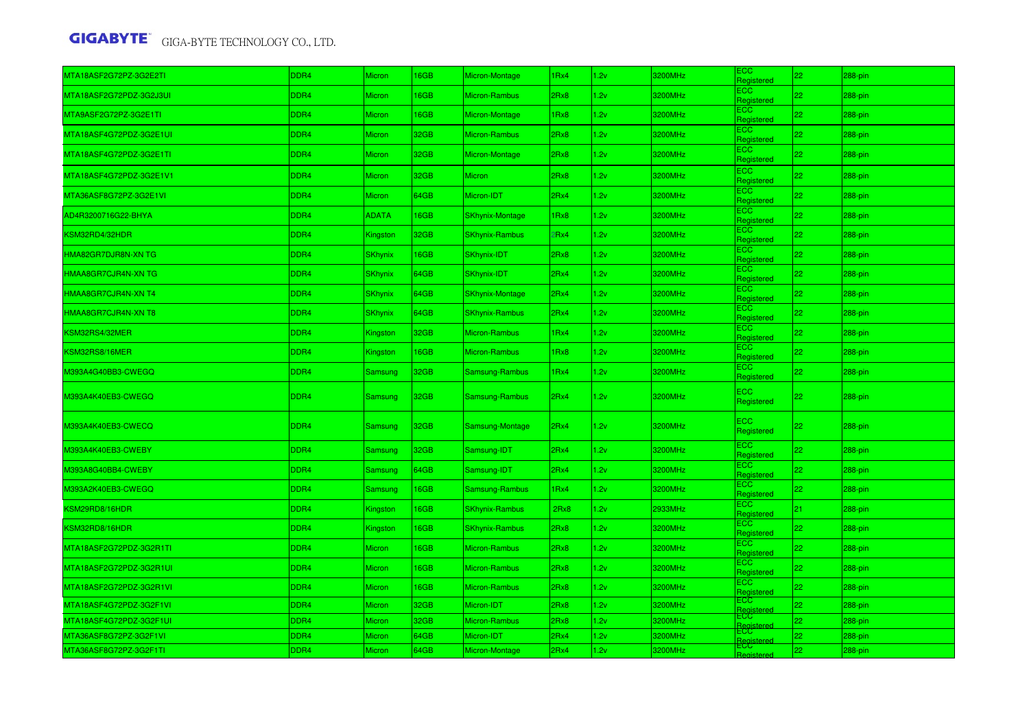| MTA18ASF2G72PZ-3G2E2TI | DDR4 | Micron | 16GB | Micron-Montage | 1Rx4 | 1.2v | 3200MHz | ECC Registered | 22 | 288-pin |
|---|---|---|---|---|---|---|---|---|---|---|
| MTA18ASF2G72PDZ-3G2J3UI | DDR4 | Micron | 16GB | Micron-Rambus | 2Rx8 | 1.2v | 3200MHz | ECC Registered | 22 | 288-pin |
| MTA9ASF2G72PZ-3G2E1TI | DDR4 | Micron | 16GB | Micron-Montage | 1Rx8 | 1.2v | 3200MHz | ECC Registered | 22 | 288-pin |
| MTA18ASF4G72PDZ-3G2E1UI | DDR4 | Micron | 32GB | Micron-Rambus | 2Rx8 | 1.2v | 3200MHz | ECC Registered | 22 | 288-pin |
| MTA18ASF4G72PDZ-3G2E1TI | DDR4 | Micron | 32GB | Micron-Montage | 2Rx8 | 1.2v | 3200MHz | ECC Registered | 22 | 288-pin |
| MTA18ASF4G72PDZ-3G2E1V1 | DDR4 | Micron | 32GB | Micron | 2Rx8 | 1.2v | 3200MHz | ECC Registered | 22 | 288-pin |
| MTA36ASF8G72PZ-3G2E1VI | DDR4 | Micron | 64GB | Micron-IDT | 2Rx4 | 1.2v | 3200MHz | ECC Registered | 22 | 288-pin |
| AD4R3200716G22-BHYA | DDR4 | ADATA | 16GB | SKhynix-Montage | 1Rx8 | 1.2v | 3200MHz | ECC Registered | 22 | 288-pin |
| KSM32RD4/32HDR | DDR4 | Kingston | 32GB | SKhynix-Rambus | 2Rx4 | 1.2v | 3200MHz | ECC Registered | 22 | 288-pin |
| HMA82GR7DJR8N-XN TG | DDR4 | SKhynix | 16GB | SKhynix-IDT | 2Rx8 | 1.2v | 3200MHz | ECC Registered | 22 | 288-pin |
| HMAA8GR7CJR4N-XN TG | DDR4 | SKhynix | 64GB | SKhynix-IDT | 2Rx4 | 1.2v | 3200MHz | ECC Registered | 22 | 288-pin |
| HMAA8GR7CJR4N-XN T4 | DDR4 | SKhynix | 64GB | SKhynix-Montage | 2Rx4 | 1.2v | 3200MHz | ECC Registered | 22 | 288-pin |
| HMAA8GR7CJR4N-XN T8 | DDR4 | SKhynix | 64GB | SKhynix-Rambus | 2Rx4 | 1.2v | 3200MHz | ECC Registered | 22 | 288-pin |
| KSM32RS4/32MER | DDR4 | Kingston | 32GB | Micron-Rambus | 1Rx4 | 1.2v | 3200MHz | ECC Registered | 22 | 288-pin |
| KSM32RS8/16MER | DDR4 | Kingston | 16GB | Micron-Rambus | 1Rx8 | 1.2v | 3200MHz | ECC Registered | 22 | 288-pin |
| M393A4G40BB3-CWEGQ | DDR4 | Samsung | 32GB | Samsung-Rambus | 1Rx4 | 1.2v | 3200MHz | ECC Registered | 22 | 288-pin |
| M393A4K40EB3-CWEGQ | DDR4 | Samsung | 32GB | Samsung-Rambus | 2Rx4 | 1.2v | 3200MHz | ECC Registered | 22 | 288-pin |
| M393A4K40EB3-CWECQ | DDR4 | Samsung | 32GB | Samsung-Montage | 2Rx4 | 1.2v | 3200MHz | ECC Registered | 22 | 288-pin |
| M393A4K40EB3-CWEBY | DDR4 | Samsung | 32GB | Samsung-IDT | 2Rx4 | 1.2v | 3200MHz | ECC Registered | 22 | 288-pin |
| M393A8G40BB4-CWEBY | DDR4 | Samsung | 64GB | Samsung-IDT | 2Rx4 | 1.2v | 3200MHz | ECC Registered | 22 | 288-pin |
| M393A2K40EB3-CWEGQ | DDR4 | Samsung | 16GB | Samsung-Rambus | 1Rx4 | 1.2v | 3200MHz | ECC Registered | 22 | 288-pin |
| KSM29RD8/16HDR | DDR4 | Kingston | 16GB | SKhynix-Rambus | 2Rx8 | 1.2v | 2933MHz | ECC Registered | 21 | 288-pin |
| KSM32RD8/16HDR | DDR4 | Kingston | 16GB | SKhynix-Rambus | 2Rx8 | 1.2v | 3200MHz | ECC Registered | 22 | 288-pin |
| MTA18ASF2G72PDZ-3G2R1TI | DDR4 | Micron | 16GB | Micron-Rambus | 2Rx8 | 1.2v | 3200MHz | ECC Registered | 22 | 288-pin |
| MTA18ASF2G72PDZ-3G2R1UI | DDR4 | Micron | 16GB | Micron-Rambus | 2Rx8 | 1.2v | 3200MHz | ECC Registered | 22 | 288-pin |
| MTA18ASF2G72PDZ-3G2R1VI | DDR4 | Micron | 16GB | Micron-Rambus | 2Rx8 | 1.2v | 3200MHz | ECC Registered | 22 | 288-pin |
| MTA18ASF4G72PDZ-3G2F1VI | DDR4 | Micron | 32GB | Micron-IDT | 2Rx8 | 1.2v | 3200MHz | ECC Registered | 22 | 288-pin |
| MTA18ASF4G72PDZ-3G2F1UI | DDR4 | Micron | 32GB | Micron-Rambus | 2Rx8 | 1.2v | 3200MHz | ECC Registered | 22 | 288-pin |
| MTA36ASF8G72PZ-3G2F1VI | DDR4 | Micron | 64GB | Micron-IDT | 2Rx4 | 1.2v | 3200MHz | ECC Registered | 22 | 288-pin |
| MTA36ASF8G72PZ-3G2F1TI | DDR4 | Micron | 64GB | Micron-Montage | 2Rx4 | 1.2v | 3200MHz | ECC Registered | 22 | 288-pin |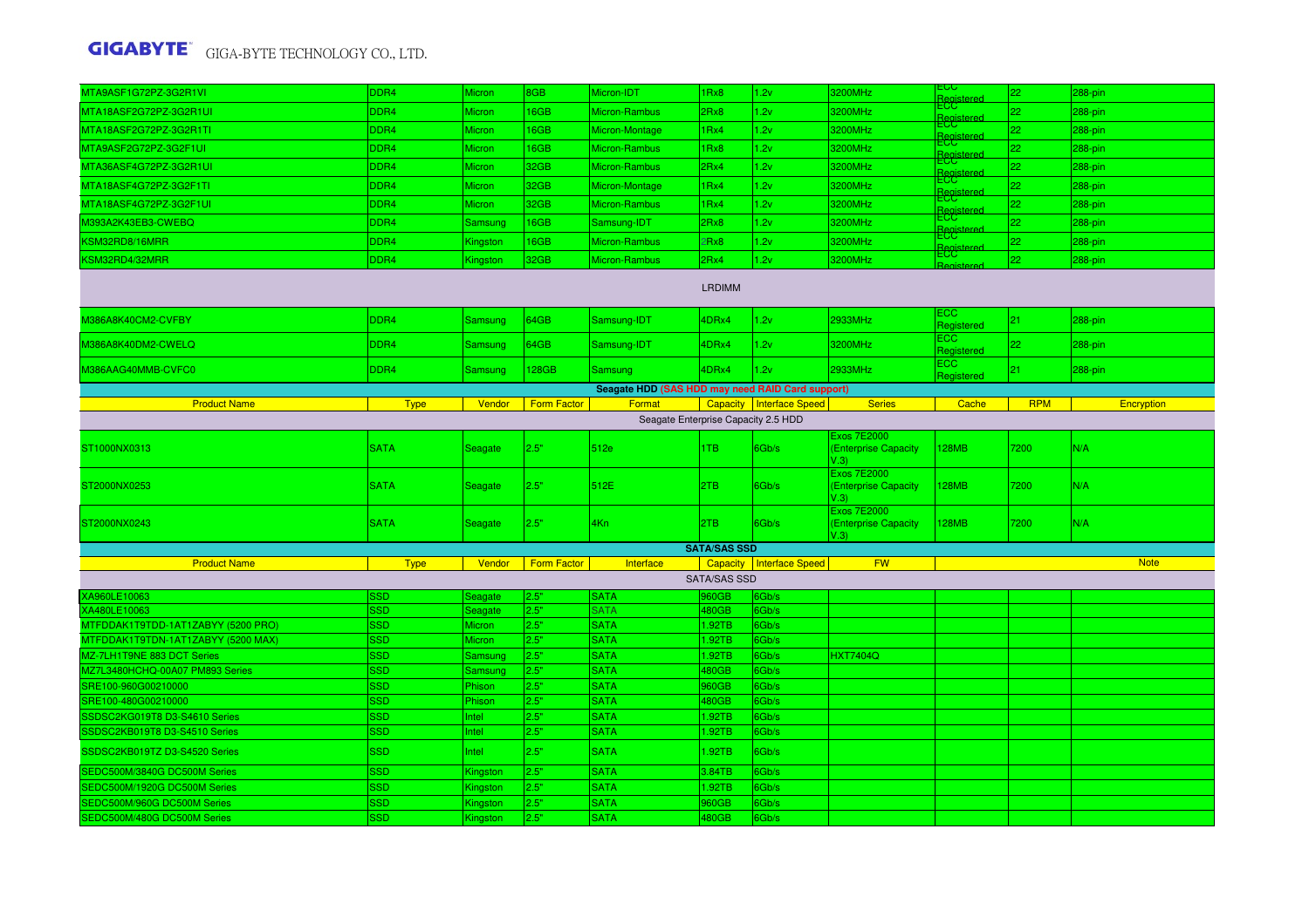| | | | | | | | | | | |
|---|---|---|---|---|---|---|---|---|---|---|
| MTA9ASF1G72PZ-3G2R1VI | DDR4 | Micron | 8GB | Micron-IDT | 1Rx8 | 1.2v | 3200MHz | ECC Registered | 22 | 288-pin |
| MTA18ASF2G72PZ-3G2R1UI | DDR4 | Micron | 16GB | Micron-Rambus | 2Rx8 | 1.2v | 3200MHz | ECC Registered | 22 | 288-pin |
| MTA18ASF2G72PZ-3G2R1TI | DDR4 | Micron | 16GB | Micron-Montage | 1Rx4 | 1.2v | 3200MHz | ECC Registered | 22 | 288-pin |
| MTA9ASF2G72PZ-3G2F1UI | DDR4 | Micron | 16GB | Micron-Rambus | 1Rx8 | 1.2v | 3200MHz | ECC Registered | 22 | 288-pin |
| MTA36ASF4G72PZ-3G2R1UI | DDR4 | Micron | 32GB | Micron-Rambus | 2Rx4 | 1.2v | 3200MHz | ECC Registered | 22 | 288-pin |
| MTA18ASF4G72PZ-3G2F1TI | DDR4 | Micron | 32GB | Micron-Montage | 1Rx4 | 1.2v | 3200MHz | ECC Registered | 22 | 288-pin |
| MTA18ASF4G72PZ-3G2F1UI | DDR4 | Micron | 32GB | Micron-Rambus | 1Rx4 | 1.2v | 3200MHz | ECC Registered | 22 | 288-pin |
| M393A2K43EB3-CWEBQ | DDR4 | Samsung | 16GB | Samsung-IDT | 2Rx8 | 1.2v | 3200MHz | ECC Registered | 22 | 288-pin |
| KSM32RD8/16MRR | DDR4 | Kingston | 16GB | Micron-Rambus | 2Rx8 | 1.2v | 3200MHz | ECC Registered | 22 | 288-pin |
| KSM32RD4/32MRR | DDR4 | Kingston | 32GB | Micron-Rambus | 2Rx4 | 1.2v | 3200MHz | ECC Registered | 22 | 288-pin |
| LRDIMM | | | | | | | | | | |
| M386A8K40CM2-CVFBY | DDR4 | Samsung | 64GB | Samsung-IDT | 4DRx4 | 1.2v | 2933MHz | ECC Registered | 21 | 288-pin |
| M386A8K40DM2-CWELQ | DDR4 | Samsung | 64GB | Samsung-IDT | 4DRx4 | 1.2v | 3200MHz | ECC Registered | 22 | 288-pin |
| M386AAG40MMB-CVFC0 | DDR4 | Samsung | 128GB | Samsung | 4DRx4 | 1.2v | 2933MHz | ECC Registered | 21 | 288-pin |

**Seagate HDD (SAS HDD may need RAID Card support)**

| Product Name | Type | Vendor | Form Factor | Format | Capacity | Interface Speed | Series | Cache | RPM | Encryption |
|---|---|---|---|---|---|---|---|---|---|---|
| Seagate Enterprise Capacity 2.5 HDD | | | | | | | | | | |
| ST1000NX0313 | SATA | Seagate | 2.5" | 512e | 1TB | 6Gb/s | Exos 7E2000 (Enterprise Capacity V.3) | 128MB | 7200 | N/A |
| ST2000NX0253 | SATA | Seagate | 2.5" | 512E | 2TB | 6Gb/s | Exos 7E2000 (Enterprise Capacity V.3) | 128MB | 7200 | N/A |
| ST2000NX0243 | SATA | Seagate | 2.5" | 4Kn | 2TB | 6Gb/s | Exos 7E2000 (Enterprise Capacity V.3) | 128MB | 7200 | N/A |

**SATA/SAS SSD**

| Product Name | Type | Vendor | Form Factor | Interface | Capacity | Interface Speed | FW | | | Note |
|---|---|---|---|---|---|---|---|---|---|---|
| SATA/SAS SSD | | | | | | | | | | |
| XA960LE10063 | SSD | Seagate | 2.5" | SATA | 960GB | 6Gb/s | | | | |
| XA480LE10063 | SSD | Seagate | 2.5" | SATA | 480GB | 6Gb/s | | | | |
| MTFDDAK1T9TDD-1AT1ZABYY (5200 PRO) | SSD | Micron | 2.5" | SATA | 1.92TB | 6Gb/s | | | | |
| MTFDDAK1T9TDN-1AT1ZABYY (5200 MAX) | SSD | Micron | 2.5" | SATA | 1.92TB | 6Gb/s | | | | |
| MZ-7LH1T9NE 883 DCT Series | SSD | Samsung | 2.5" | SATA | 1.92TB | 6Gb/s | HXT7404Q | | | |
| MZ7L3480HCHQ-00A07 PM893 Series | SSD | Samsung | 2.5" | SATA | 480GB | 6Gb/s | | | | |
| SRE100-960G00210000 | SSD | Phison | 2.5" | SATA | 960GB | 6Gb/s | | | | |
| SRE100-480G00210000 | SSD | Phison | 2.5" | SATA | 480GB | 6Gb/s | | | | |
| SSDSC2KG019T8 D3-S4610 Series | SSD | Intel | 2.5" | SATA | 1.92TB | 6Gb/s | | | | |
| SSDSC2KB019T8 D3-S4510 Series | SSD | Intel | 2.5" | SATA | 1.92TB | 6Gb/s | | | | |
| SSDSC2KB019TZ D3-S4520 Series | SSD | Intel | 2.5" | SATA | 1.92TB | 6Gb/s | | | | |
| SEDC500M/3840G DC500M Series | SSD | Kingston | 2.5" | SATA | 3.84TB | 6Gb/s | | | | |
| SEDC500M/1920G DC500M Series | SSD | Kingston | 2.5" | SATA | 1.92TB | 6Gb/s | | | | |
| SEDC500M/960G DC500M Series | SSD | Kingston | 2.5" | SATA | 960GB | 6Gb/s | | | | |
| SEDC500M/480G DC500M Series | SSD | Kingston | 2.5" | SATA | 480GB | 6Gb/s | | | | |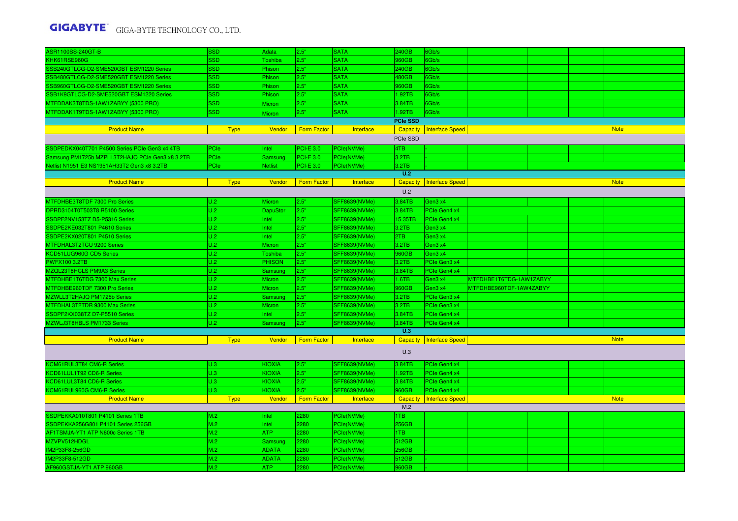| | | | | | | | | | | |
|---|---|---|---|---|---|---|---|---|---|---|
| ASR1100SS-240GT-B | SSD | Adata | 2.5" | SATA | 240GB | 6Gb/s | | | | |
| KHK61RSE960G | SSD | Toshiba | 2.5" | SATA | 960GB | 6Gb/s | | | | |
| SSB240GTLCG-D2-SME520GBT ESM1220 Series | SSD | Phison | 2.5" | SATA | 240GB | 6Gb/s | | | | |
| SSB480GTLCG-D2-SME520GBT ESM1220 Series | SSD | Phison | 2.5" | SATA | 480GB | 6Gb/s | | | | |
| SSB960GTLCG-D2-SME520GBT ESM1220 Series | SSD | Phison | 2.5" | SATA | 960GB | 6Gb/s | | | | |
| SSB1K9GTLCG-D2-SME520GBT ESM1220 Series | SSD | Phison | 2.5" | SATA | 1.92TB | 6Gb/s | | | | |
| MTFDDAK3T8TDS-1AW1ZABYY (5300 PRO) | SSD | Micron | 2.5" | SATA | 3.84TB | 6Gb/s | | | | |
| MTFDDAK1T9TDS-1AW1ZABYY (5300 PRO) | SSD | Micron | 2.5" | SATA | 1.92TB | 6Gb/s | | | | |
| | | | | | **PCIe SSD** | | | | | |
| Product Name | Type | Vendor | Form Factor | Interface | Capacity | Interface Speed | | | | Note |
| | | | | | PCIe SSD | | | | | |
| SSDPEDKX040T701 P4500 Series PCIe Gen3 x4 4TB | PCIe | Intel | PCI-E 3.0 | PCIe(NVMe) | 4TB | - | | | | |
| Samsung PM1725b MZPLL3T2HAJQ PCIe Gen3 x8 3.2TB | PCIe | Samsung | PCI-E 3.0 | PCIe(NVMe) | 3.2TB | - | | | | |
| Netlist N1951 E3 NS1951AH33T2 Gen3 x8 3.2TB | PCIe | Netlist | PCI-E 3.0 | PCIe(NVMe) | 3.2TB | - | | | | |
| | | | | | **U.2** | | | | | |
| Product Name | Type | Vendor | Form Factor | Interface | Capacity | Interface Speed | | | | Note |
| | | | | | U.2 | | | | | |
| MTFDHBE3T8TDF 7300 Pro Series | U.2 | Micron | 2.5" | SFF8639(NVMe) | 3.84TB | Gen3 x4 | | | | |
| DPRD3104T0T503T8 R5100 Series | U.2 | DapuStor | 2.5" | SFF8639(NVMe) | 3.84TB | PCIe Gen4 x4 | | | | |
| SSDPF2NV153TZ D5-P5316 Series | U.2 | Intel | 2.5" | SFF8639(NVMe) | 15.35TB | PCIe Gen4 x4 | | | | |
| SSDPE2KE032T801 P4610 Series | U.2 | Intel | 2.5" | SFF8639(NVMe) | 3.2TB | Gen3 x4 | | | | |
| SSDPE2KX020T801 P4510 Series | U.2 | Intel | 2.5" | SFF8639(NVMe) | 2TB | Gen3 x4 | | | | |
| MTFDHAL3T2TCU 9200 Series | U.2 | Micron | 2.5" | SFF8639(NVMe) | 3.2TB | Gen3 x4 | | | | |
| KCD51LUG960G CD5 Series | U.2 | Toshiba | 2.5" | SFF8639(NVMe) | 960GB | Gen3 x4 | | | | |
| PWFX100 3.2TB | U.2 | PHISON | 2.5" | SFF8639(NVMe) | 3.2TB | PCIe Gen3 x4 | | | | |
| MZQL23T8HCLS PM9A3 Series | U.2 | Samsung | 2.5" | SFF8639(NVMe) | 3.84TB | PCIe Gen4 x4 | | | | |
| MTFDHBE1T6TDG 7300 Max Series | U.2 | Micron | 2.5" | SFF8639(NVMe) | 1.6TB | Gen3 x4 | MTFDHBE1T6TDG-1AW1ZABYY | | | |
| MTFDHBE960TDF 7300 Pro Series | U.2 | Micron | 2.5" | SFF8639(NVMe) | 960GB | Gen3 x4 | MTFDHBE960TDF-1AW4ZABYY | | | |
| MZWLL3T2HAJQ PM1725b Series | U.2 | Samsung | 2.5" | SFF8639(NVMe) | 3.2TB | PCIe Gen3 x4 | | | | |
| MTFDHAL3T2TDR 9300 Max Series | U.2 | Micron | 2.5" | SFF8639(NVMe) | 3.2TB | PCIe Gen3 x4 | | | | |
| SSDPF2KX038TZ D7-P5510 Series | U.2 | Intel | 2.5" | SFF8639(NVMe) | 3.84TB | PCIe Gen4 x4 | | | | |
| MZWLJ3T8HBLS PM1733 Series | U.2 | Samsung | 2.5" | SFF8639(NVMe) | 3.84TB | PCIe Gen4 x4 | | | | |
| | | | | | **U.3** | | | | | |
| Product Name | Type | Vendor | Form Factor | Interface | Capacity | Interface Speed | | | | Note |
| | | | | | U.3 | | | | | |
| KCM61RUL3T84 CM6-R Series | U.3 | KIOXIA | 2.5" | SFF8639(NVMe) | 3.84TB | PCIe Gen4 x4 | | | | |
| KCD61LUL1T92 CD6-R Series | U.3 | KIOXIA | 2.5" | SFF8639(NVMe) | 1.92TB | PCIe Gen4 x4 | | | | |
| KCD61LUL3T84 CD6-R Series | U.3 | KIOXIA | 2.5" | SFF8639(NVMe) | 3.84TB | PCIe Gen4 x4 | | | | |
| KCM61RUL960G CM6-R Series | U.3 | KIOXIA | 2.5" | SFF8639(NVMe) | 960GB | PCIe Gen4 x4 | | | | |
| Product Name | Type | Vendor | Form Factor | Interface | Capacity | Interface Speed | | | | Note |
| | | | | | M.2 | | | | | |
| SSDPEKKA010T801 P4101 Series 1TB | M.2 | Intel | 2280 | PCIe(NVMe) | 1TB | | | | | |
| SSDPEKKA256G801 P4101 Series 256GB | M.2 | Intel | 2280 | PCIe(NVMe) | 256GB | | | | | |
| AF1TSMJA-YT1 ATP N600c Series 1TB | M.2 | ATP | 2280 | PCIe(NVMe) | 1TB | | | | | |
| MZVPV512HDGL | M.2 | Samsung | 2280 | PCIe(NVMe) | 512GB | | | | | |
| IM2P33F8-256GD | M.2 | ADATA | 2280 | PCIe(NVMe) | 256GB | - | | | | |
| IM2P33F8-512GD | M.2 | ADATA | 2280 | PCIe(NVMe) | 512GB | - | | | | |
| AF960GSTJA-YT1 ATP 960GB | M.2 | ATP | 2280 | PCIe(NVMe) | 960GB | - | | | | |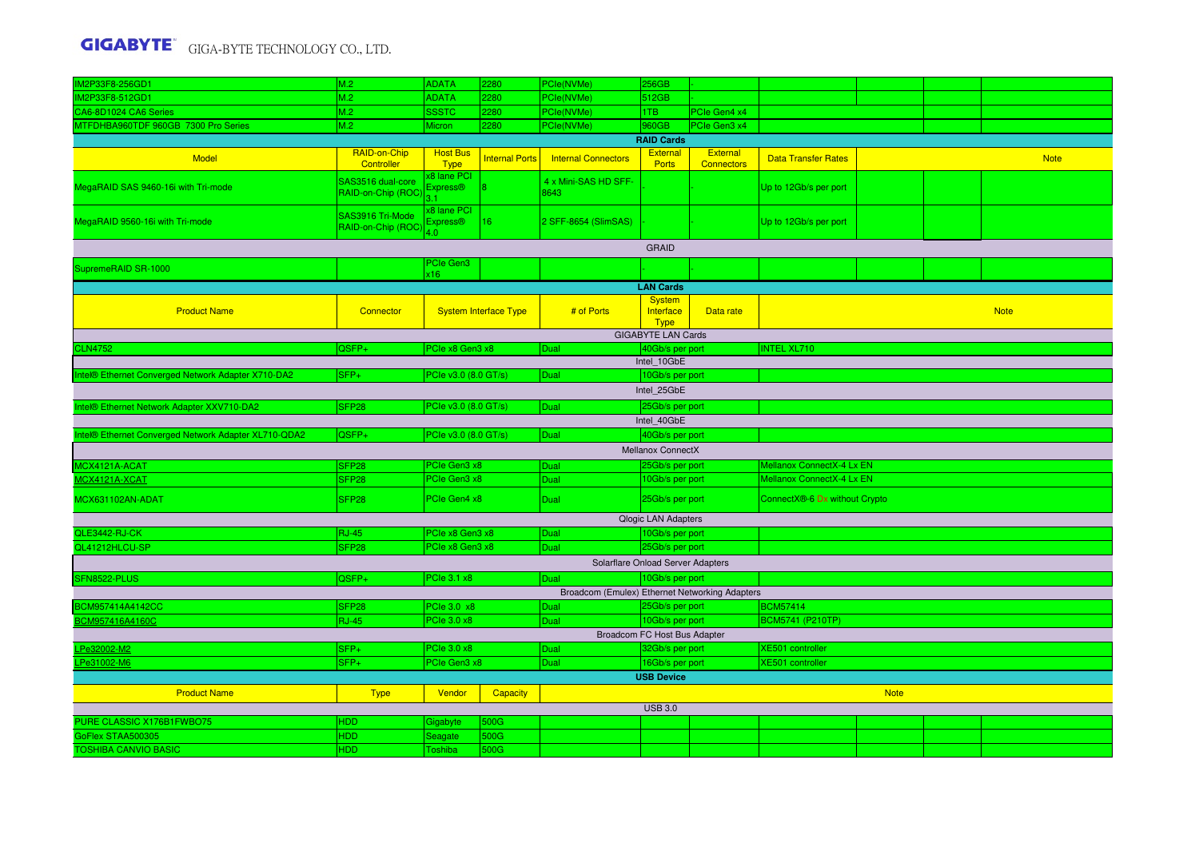**GIGABYTE** GIGA-BYTE TECHNOLOGY CO., LTD.

| | | | | | | | | | | |
|---|---|---|---|---|---|---|---|---|---|---|
| IM2P33F8-256GD1 | M.2 | ADATA | 2280 | PCIe(NVMe) | 256GB | - | | | | |
| IM2P33F8-512GD1 | M.2 | ADATA | 2280 | PCIe(NVMe) | 512GB | - | | | | |
| CA6-8D1024 CA6 Series | M.2 | SSSTC | 2280 | PCIe(NVMe) | 1TB | PCIe Gen4 x4 | | | | |
| MTFDHBA960TDF 960GB 7300 Pro Series | M.2 | Micron | 2280 | PCIe(NVMe) | 960GB | PCIe Gen3 x4 | | | | |

**RAID Cards**

| Model | RAID-on-Chip Controller | Host Bus Type | Internal Ports | Internal Connectors | External Ports | External Connectors | Data Transfer Rates | | | Note |
|---|---|---|---|---|---|---|---|---|---|---|
| MegaRAID SAS 9460-16i with Tri-mode | SAS3516 dual-core RAID-on-Chip (ROC) | x8 lane PCI Express® 3.1 | 8 | 4 x Mini-SAS HD SFF-8643 | - | - | Up to 12Gb/s per port | | | |
| MegaRAID 9560-16i with Tri-mode | SAS3916 Tri-Mode RAID-on-Chip (ROC) | x8 lane PCI Express® 4.0 | 16 | 2 SFF-8654 (SlimSAS) | - | - | Up to 12Gb/s per port | | | |
| GRAID | | | | | | | | | | |
| SupremeRAID SR-1000 | | PCIe Gen3 x16 | | | | | | | | |

**LAN Cards**

| Product Name | Connector | System Interface Type | # of Ports | System Interface Type | Data rate | Note |
|---|---|---|---|---|---|---|
| GIGABYTE LAN Cards | | | | | | |
| CLN4752 | QSFP+ | PCIe x8 Gen3 x8 | Dual | 40Gb/s per port | | INTEL XL710 |
| Intel_10GbE | | | | | | |
| Intel® Ethernet Converged Network Adapter X710-DA2 | SFP+ | PCIe v3.0 (8.0 GT/s) | Dual | 10Gb/s per port | | |
| Intel_25GbE | | | | | | |
| Intel® Ethernet Network Adapter XXV710-DA2 | SFP28 | PCIe v3.0 (8.0 GT/s) | Dual | 25Gb/s per port | | |
| Intel_40GbE | | | | | | |
| Intel® Ethernet Converged Network Adapter XL710-QDA2 | QSFP+ | PCIe v3.0 (8.0 GT/s) | Dual | 40Gb/s per port | | |
| Mellanox ConnectX | | | | | | |
| MCX4121A-ACAT | SFP28 | PCIe Gen3 x8 | Dual | 25Gb/s per port | | Mellanox ConnectX-4 Lx EN |
| MCX4121A-XCAT | SFP28 | PCIe Gen3 x8 | Dual | 10Gb/s per port | | Mellanox ConnectX-4 Lx EN |
| MCX631102AN-ADAT | SFP28 | PCIe Gen4 x8 | Dual | 25Gb/s per port | | ConnectX®-6 Dx without Crypto |
| Qlogic LAN Adapters | | | | | | |
| QLE3442-RJ-CK | RJ-45 | PCIe x8 Gen3 x8 | Dual | 10Gb/s per port | | |
| QL41212HLCU-SP | SFP28 | PCIe x8 Gen3 x8 | Dual | 25Gb/s per port | | |
| Solarflare Onload Server Adapters | | | | | | |
| SFN8522-PLUS | QSFP+ | PCIe 3.1 x8 | Dual | 10Gb/s per port | | |
| Broadcom (Emulex) Ethernet Networking Adapters | | | | | | |
| BCM957414A4142CC | SFP28 | PCIe 3.0 x8 | Dual | 25Gb/s per port | | BCM57414 |
| BCM957416A4160C | RJ-45 | PCIe 3.0 x8 | Dual | 10Gb/s per port | | BCM5741 (P210TP) |
| Broadcom FC Host Bus Adapter | | | | | | |
| LPe32002-M2 | SFP+ | PCIe 3.0 x8 | Dual | 32Gb/s per port | | XE501 controller |
| LPe31002-M6 | SFP+ | PCIe Gen3 x8 | Dual | 16Gb/s per port | | XE501 controller |

**USB Device**

| Product Name | Type | Vendor | Capacity | Note |
|---|---|---|---|---|
| USB 3.0 | | | | |
| PURE CLASSIC X176B1FWBO75 | HDD | Gigabyte | 500G | |
| GoFlex STAA500305 | HDD | Seagate | 500G | |
| TOSHIBA CANVIO BASIC | HDD | Toshiba | 500G | |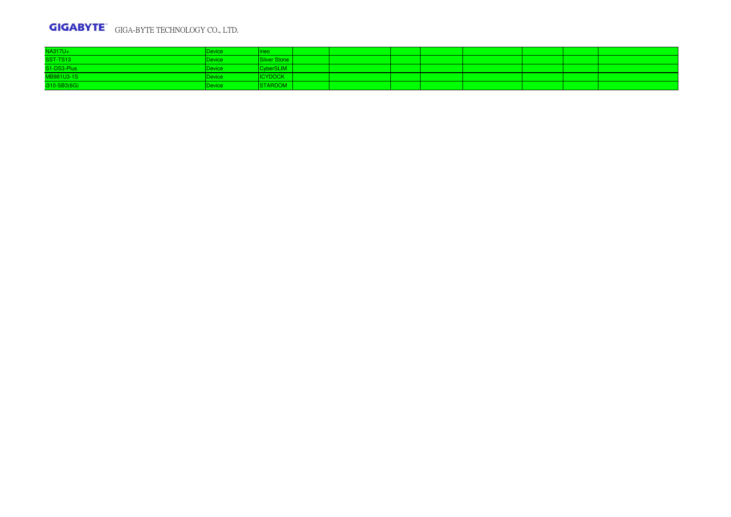| | | | | | | | | | | |
|---|---|---|---|---|---|---|---|---|---|---|
| NA317U+ | Device | ineo | | | | | | | | |
| SST-TS13 | Device | Silver Stone | | | | | | | | |
| S1-DS3-Plus | Device | CyberSLIM | | | | | | | | |
| MB981U3-1S | Device | ICYDOCK | | | | | | | | |
| i310-SB3(6G) | Device | STARDOM | | | | | | | | |